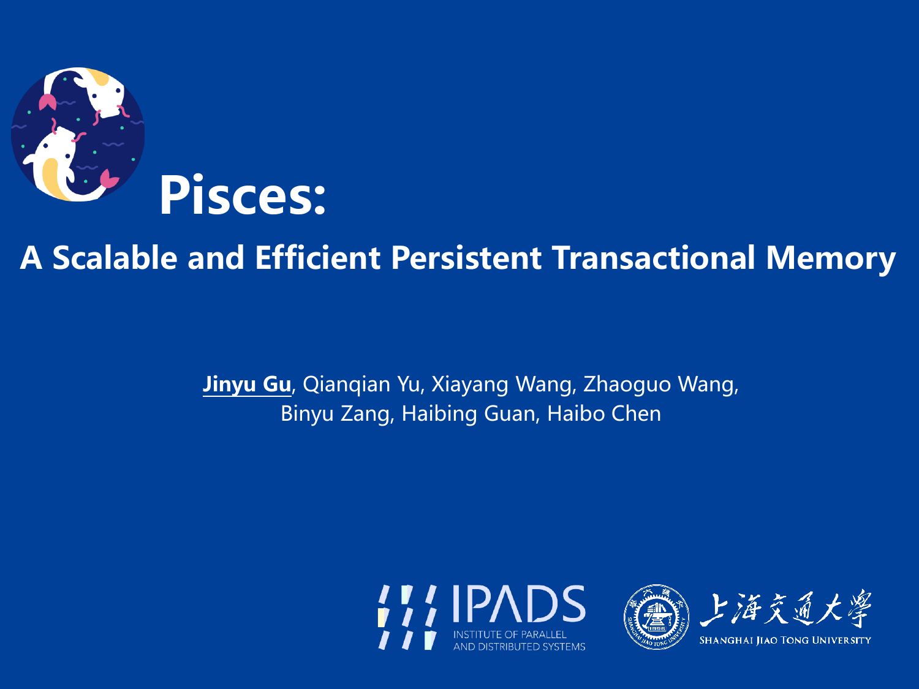# Pisces:

## A Scalable and Efficient Persistent Transactional Memory

**Jinyu Gu**, Qianqian Yu, Xiayang Wang, Zhaoguo Wang, Binyu Zang, Haibing Guan, Haibo Chen

IPADS
INSTITUTE OF PARALLEL AND DISTRIBUTED SYSTEMS

上海交通大學
SHANGHAI JIAO TONG UNIVERSITY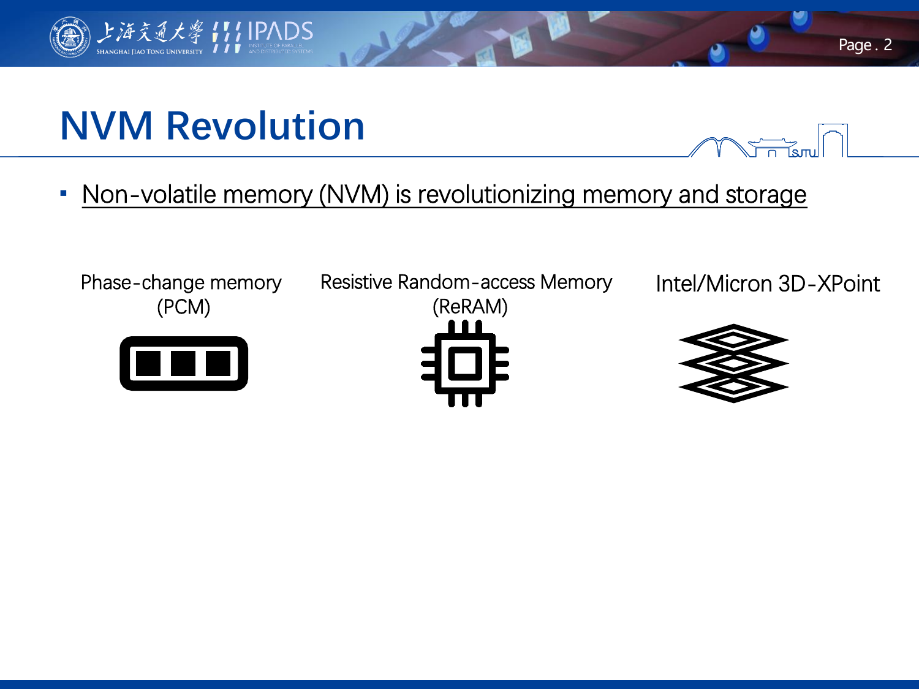# NVM Revolution

- Non-volatile memory (NVM) is revolutionizing memory and storage

Phase-change memory (PCM)

Resistive Random-access Memory (ReRAM)

Intel/Micron 3D-XPoint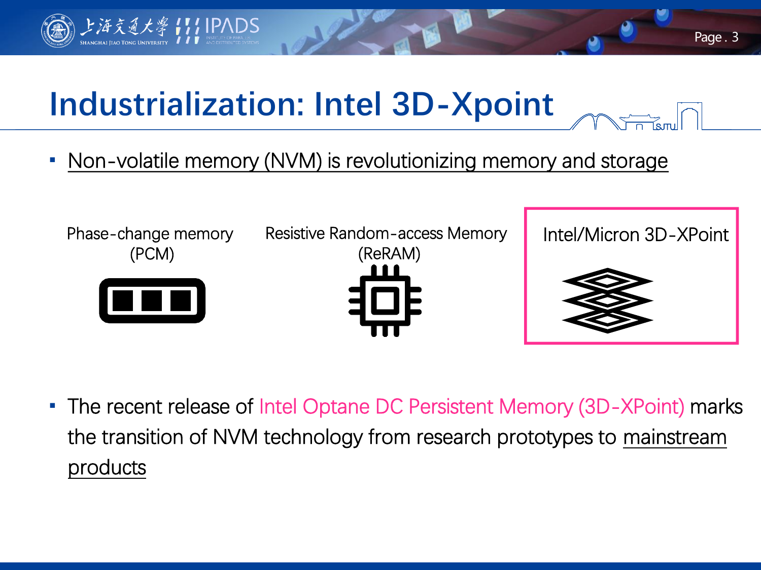# Industrialization: Intel 3D-Xpoint

- Non-volatile memory (NVM) is revolutionizing memory and storage

Phase-change memory (PCM)

Resistive Random-access Memory (ReRAM)

Intel/Micron 3D-XPoint

- The recent release of Intel Optane DC Persistent Memory (3D-XPoint) marks the transition of NVM technology from research prototypes to mainstream products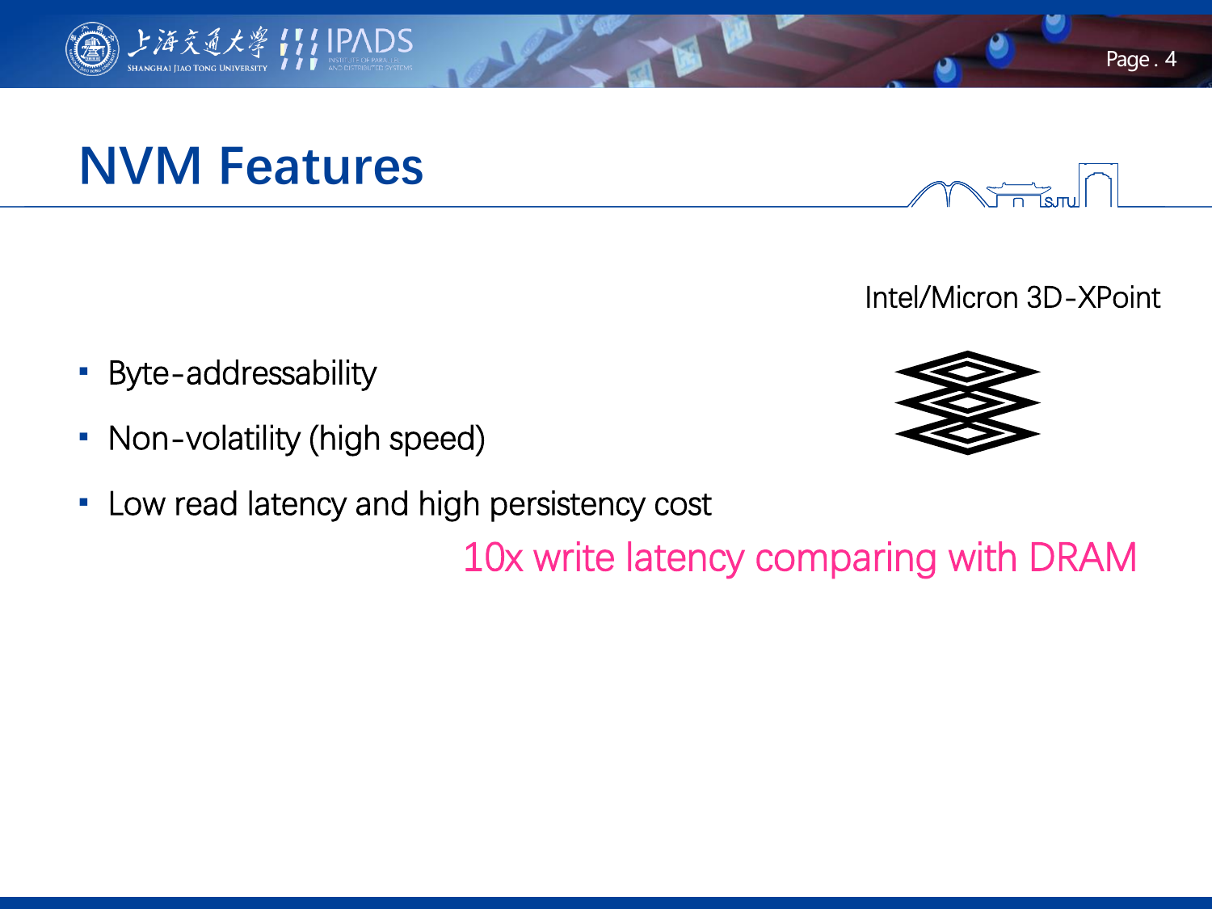# NVM Features

Intel/Micron 3D-XPoint

- Byte-addressability
- Non-volatility (high speed)
- Low read latency and high persistency cost

10x write latency comparing with DRAM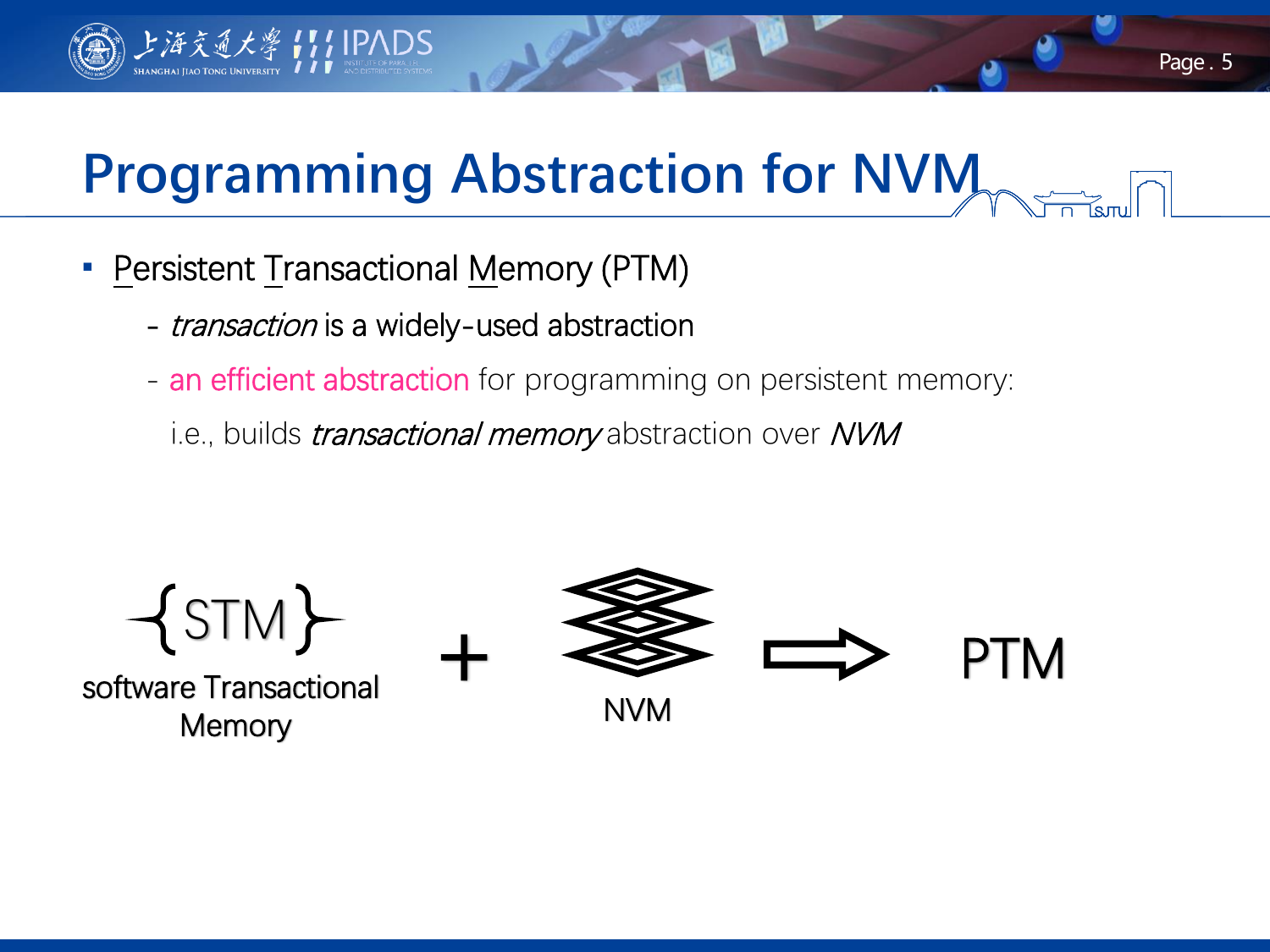# Programming Abstraction for NVM

- Persistent Transactional Memory (PTM)
  - *transaction* is a widely-used abstraction
  - an efficient abstraction for programming on persistent memory: i.e., builds *transactional memory* abstraction over *NVM*

{STM} software Transactional Memory + NVM ⇒ PTM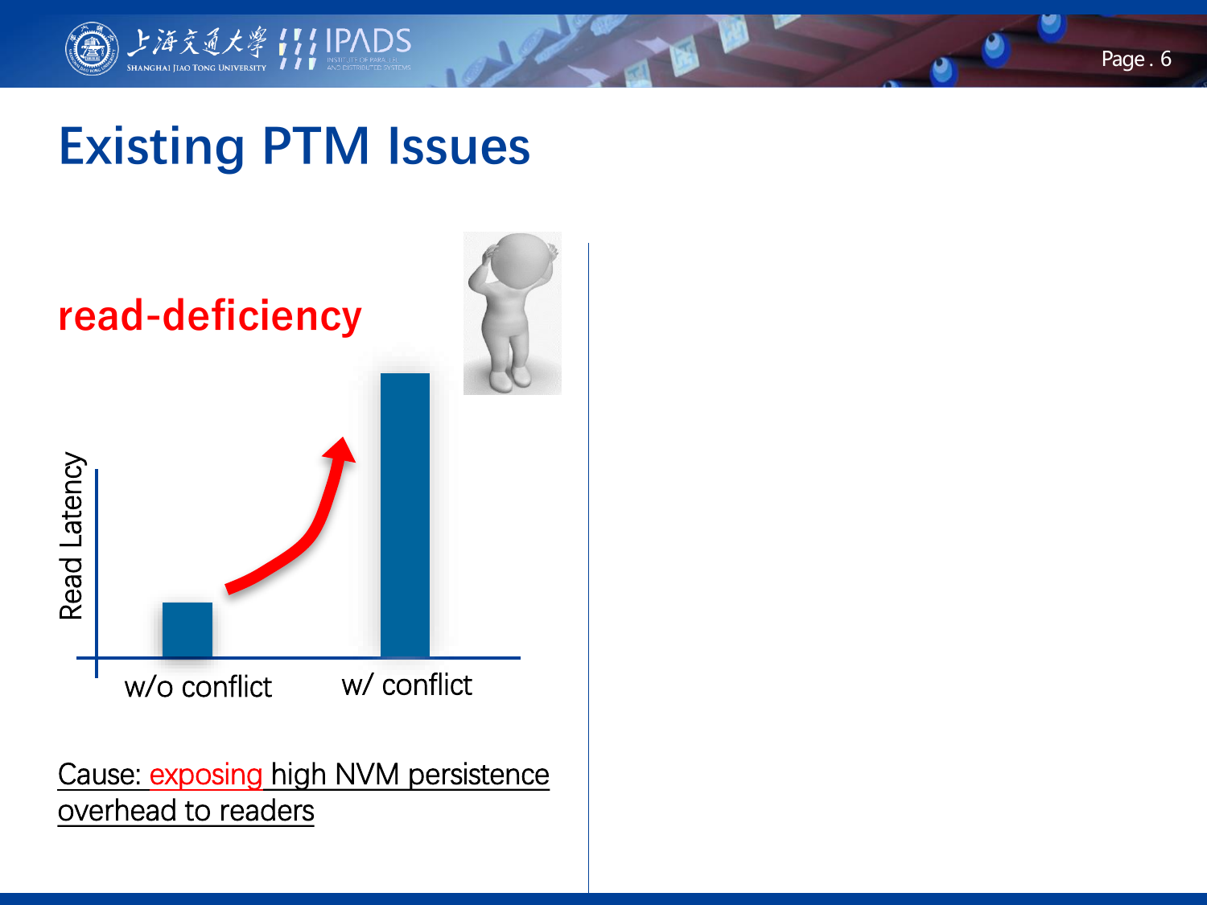# Existing PTM Issues

**read-deficiency**

Read Latency

w/o conflict

w/ conflict

Cause: exposing high NVM persistence overhead to readers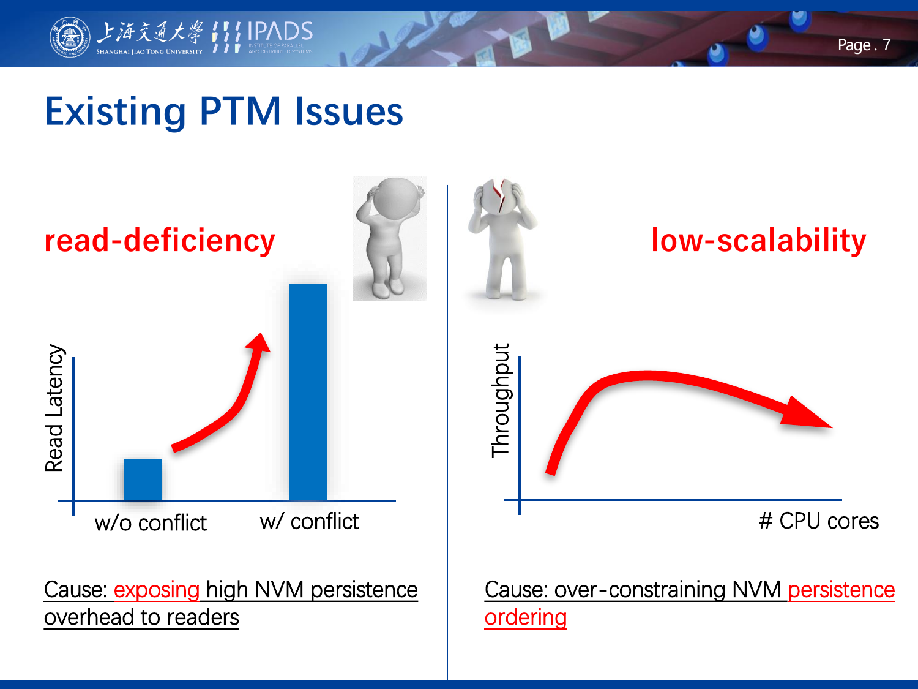# Existing PTM Issues

**read-deficiency**

Read Latency

w/o conflict

w/ conflict

Cause: exposing high NVM persistence overhead to readers

**low-scalability**

Throughput

# CPU cores

Cause: over-constraining NVM persistence ordering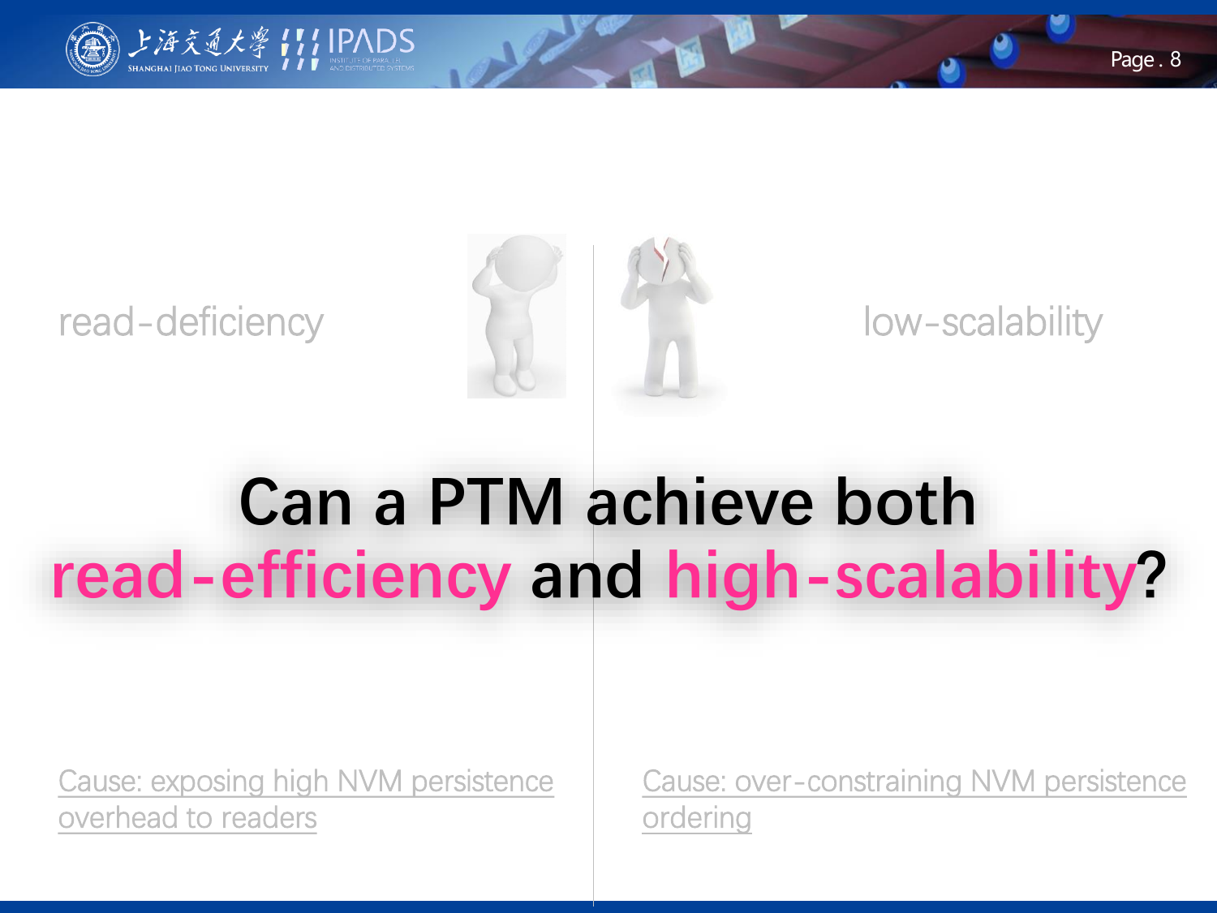read-deficiency

low-scalability

**Can a PTM achieve both read-efficiency and high-scalability?**

Cause: exposing high NVM persistence overhead to readers

Cause: over-constraining NVM persistence ordering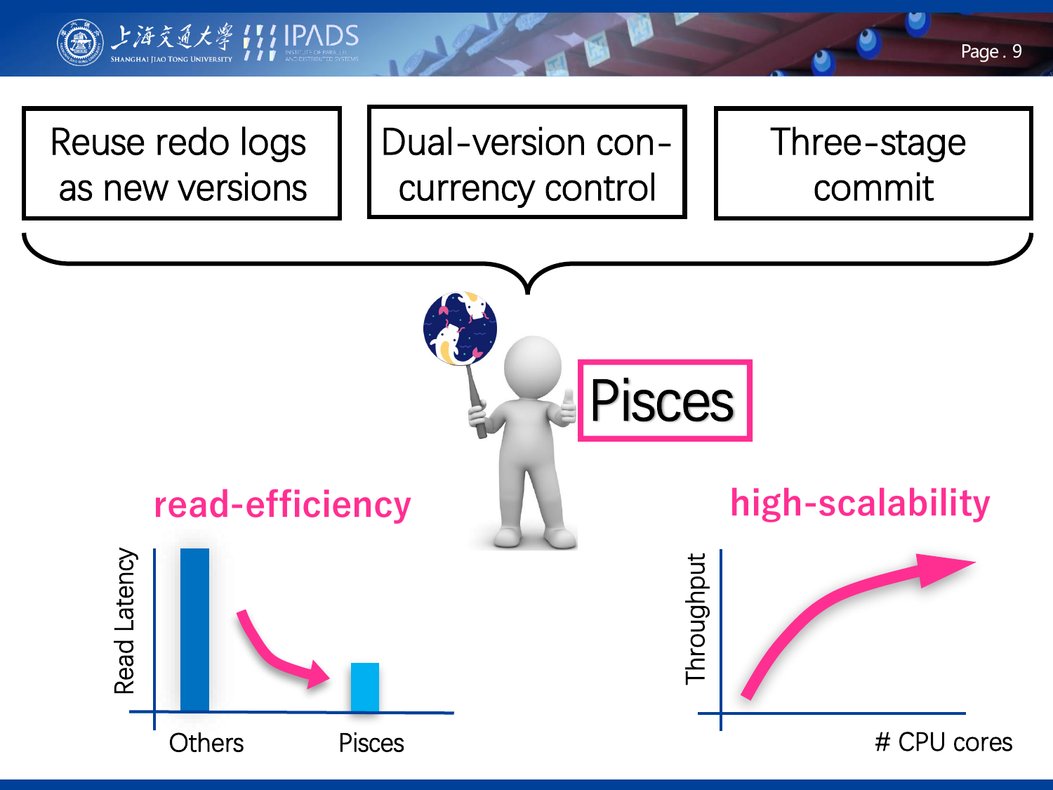Reuse redo logs as new versions

Dual-version concurrency control

Three-stage commit

Pisces

**read-efficiency**

Read Latency

Others

Pisces

**high-scalability**

Throughput

# CPU cores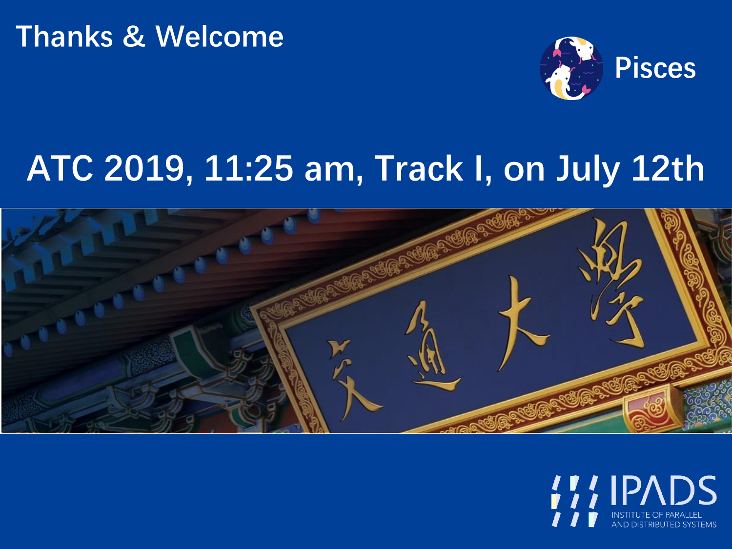# Thanks & Welcome

Pisces

## ATC 2019, 11:25 am, Track I, on July 12th

IPADS
INSTITUTE OF PARALLEL AND DISTRIBUTED SYSTEMS